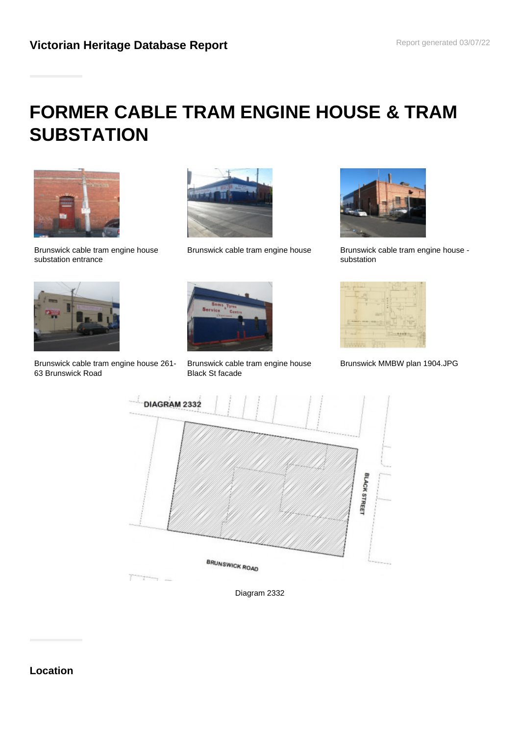# FORMER CABLE TRAM ENGINE HOUSE & TRAM SUBSTATION

Brunswick cable tram engine house substation entrance

Brunswick cable tram engine house

Brunswick cable tram engine house - substation

Brunswick cable tram engine house 261-63 Brunswick Road

Brunswick cable tram engine house Black St facade

Brunswick MMBW plan 1904.JPG

Diagram 2332

## Location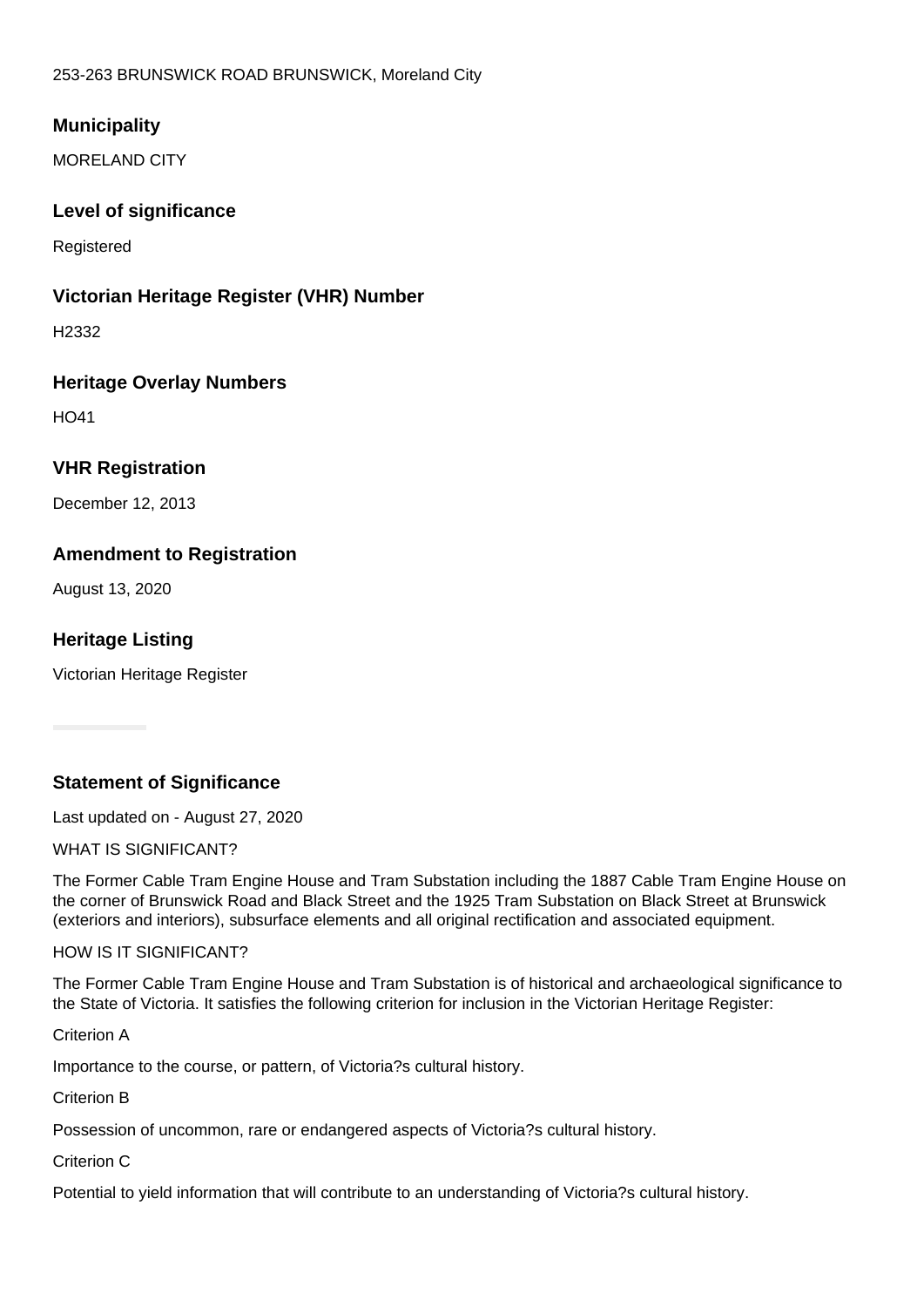253-263 BRUNSWICK ROAD BRUNSWICK, Moreland City

**Municipality**

MORELAND CITY

**Level of significance**

Registered

**Victorian Heritage Register (VHR) Number**

H2332

**Heritage Overlay Numbers**

HO41

**VHR Registration**

December 12, 2013

**Amendment to Registration**

August 13, 2020

**Heritage Listing**

Victorian Heritage Register

**Statement of Significance**

Last updated on - August 27, 2020

WHAT IS SIGNIFICANT?

The Former Cable Tram Engine House and Tram Substation including the 1887 Cable Tram Engine House on the corner of Brunswick Road and Black Street and the 1925 Tram Substation on Black Street at Brunswick (exteriors and interiors), subsurface elements and all original rectification and associated equipment.

HOW IS IT SIGNIFICANT?

The Former Cable Tram Engine House and Tram Substation is of historical and archaeological significance to the State of Victoria. It satisfies the following criterion for inclusion in the Victorian Heritage Register:

Criterion A

Importance to the course, or pattern, of Victoria?s cultural history.

Criterion B

Possession of uncommon, rare or endangered aspects of Victoria?s cultural history.

Criterion C

Potential to yield information that will contribute to an understanding of Victoria?s cultural history.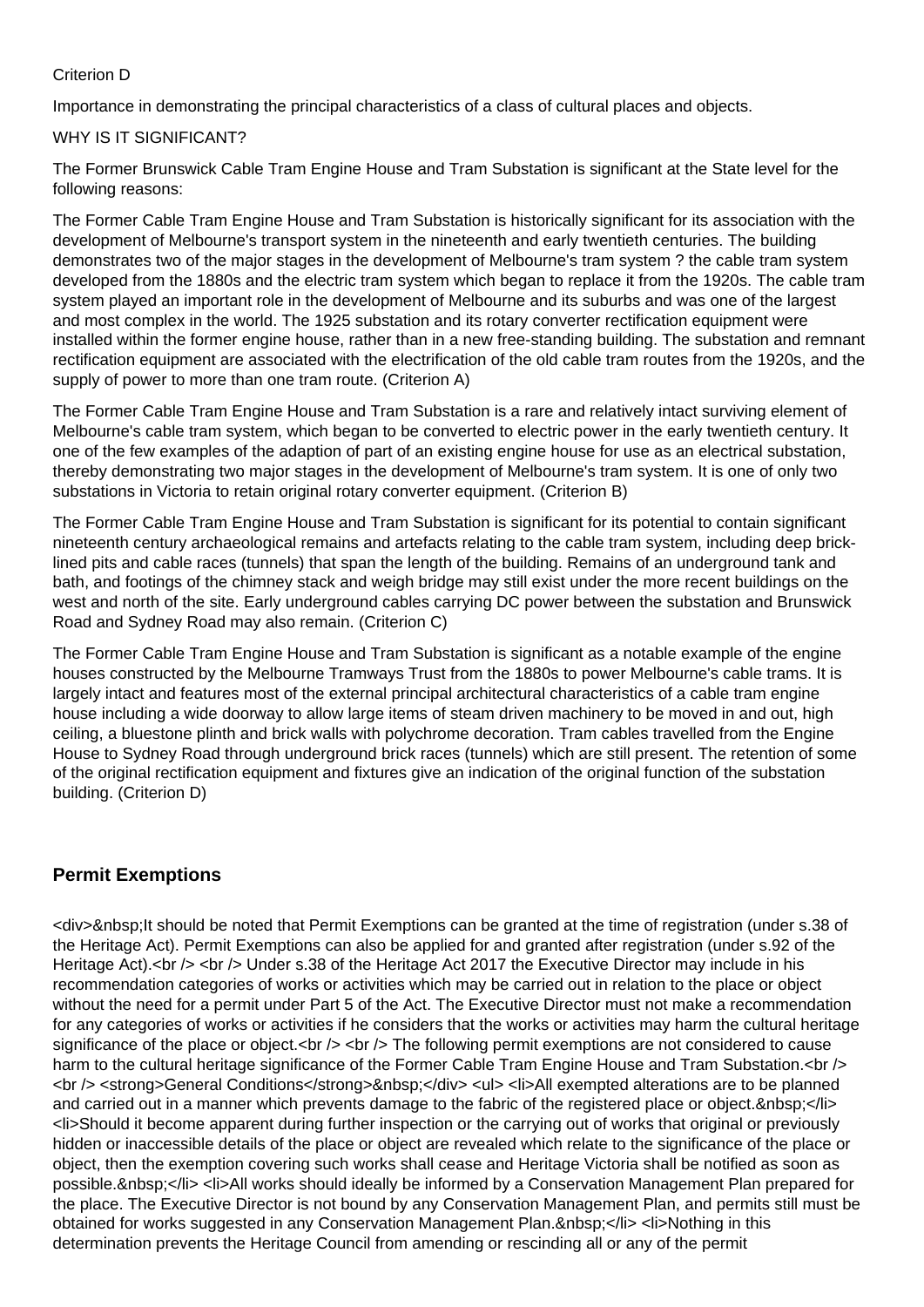Criterion D

Importance in demonstrating the principal characteristics of a class of cultural places and objects.

WHY IS IT SIGNIFICANT?

The Former Brunswick Cable Tram Engine House and Tram Substation is significant at the State level for the following reasons:

The Former Cable Tram Engine House and Tram Substation is historically significant for its association with the development of Melbourne's transport system in the nineteenth and early twentieth centuries. The building demonstrates two of the major stages in the development of Melbourne's tram system ? the cable tram system developed from the 1880s and the electric tram system which began to replace it from the 1920s. The cable tram system played an important role in the development of Melbourne and its suburbs and was one of the largest and most complex in the world. The 1925 substation and its rotary converter rectification equipment were installed within the former engine house, rather than in a new free-standing building. The substation and remnant rectification equipment are associated with the electrification of the old cable tram routes from the 1920s, and the supply of power to more than one tram route. (Criterion A)

The Former Cable Tram Engine House and Tram Substation is a rare and relatively intact surviving element of Melbourne's cable tram system, which began to be converted to electric power in the early twentieth century. It one of the few examples of the adaption of part of an existing engine house for use as an electrical substation, thereby demonstrating two major stages in the development of Melbourne's tram system. It is one of only two substations in Victoria to retain original rotary converter equipment. (Criterion B)

The Former Cable Tram Engine House and Tram Substation is significant for its potential to contain significant nineteenth century archaeological remains and artefacts relating to the cable tram system, including deep brick-lined pits and cable races (tunnels) that span the length of the building. Remains of an underground tank and bath, and footings of the chimney stack and weigh bridge may still exist under the more recent buildings on the west and north of the site. Early underground cables carrying DC power between the substation and Brunswick Road and Sydney Road may also remain. (Criterion C)

The Former Cable Tram Engine House and Tram Substation is significant as a notable example of the engine houses constructed by the Melbourne Tramways Trust from the 1880s to power Melbourne's cable trams. It is largely intact and features most of the external principal architectural characteristics of a cable tram engine house including a wide doorway to allow large items of steam driven machinery to be moved in and out, high ceiling, a bluestone plinth and brick walls with polychrome decoration. Tram cables travelled from the Engine House to Sydney Road through underground brick races (tunnels) which are still present. The retention of some of the original rectification equipment and fixtures give an indication of the original function of the substation building. (Criterion D)

## Permit Exemptions

<div>&nbsp;It should be noted that Permit Exemptions can be granted at the time of registration (under s.38 of the Heritage Act). Permit Exemptions can also be applied for and granted after registration (under s.92 of the Heritage Act).<br /> <br /> Under s.38 of the Heritage Act 2017 the Executive Director may include in his recommendation categories of works or activities which may be carried out in relation to the place or object without the need for a permit under Part 5 of the Act. The Executive Director must not make a recommendation for any categories of works or activities if he considers that the works or activities may harm the cultural heritage significance of the place or object.<br /> <br /> The following permit exemptions are not considered to cause harm to the cultural heritage significance of the Former Cable Tram Engine House and Tram Substation.<br /> <br /> <strong>General Conditions</strong>&nbsp;</div> <ul> <li>All exempted alterations are to be planned and carried out in a manner which prevents damage to the fabric of the registered place or object.&nbsp;</li> <li>Should it become apparent during further inspection or the carrying out of works that original or previously hidden or inaccessible details of the place or object are revealed which relate to the significance of the place or object, then the exemption covering such works shall cease and Heritage Victoria shall be notified as soon as possible.&nbsp;</li> <li>All works should ideally be informed by a Conservation Management Plan prepared for the place. The Executive Director is not bound by any Conservation Management Plan, and permits still must be obtained for works suggested in any Conservation Management Plan.&nbsp;</li> <li>Nothing in this determination prevents the Heritage Council from amending or rescinding all or any of the permit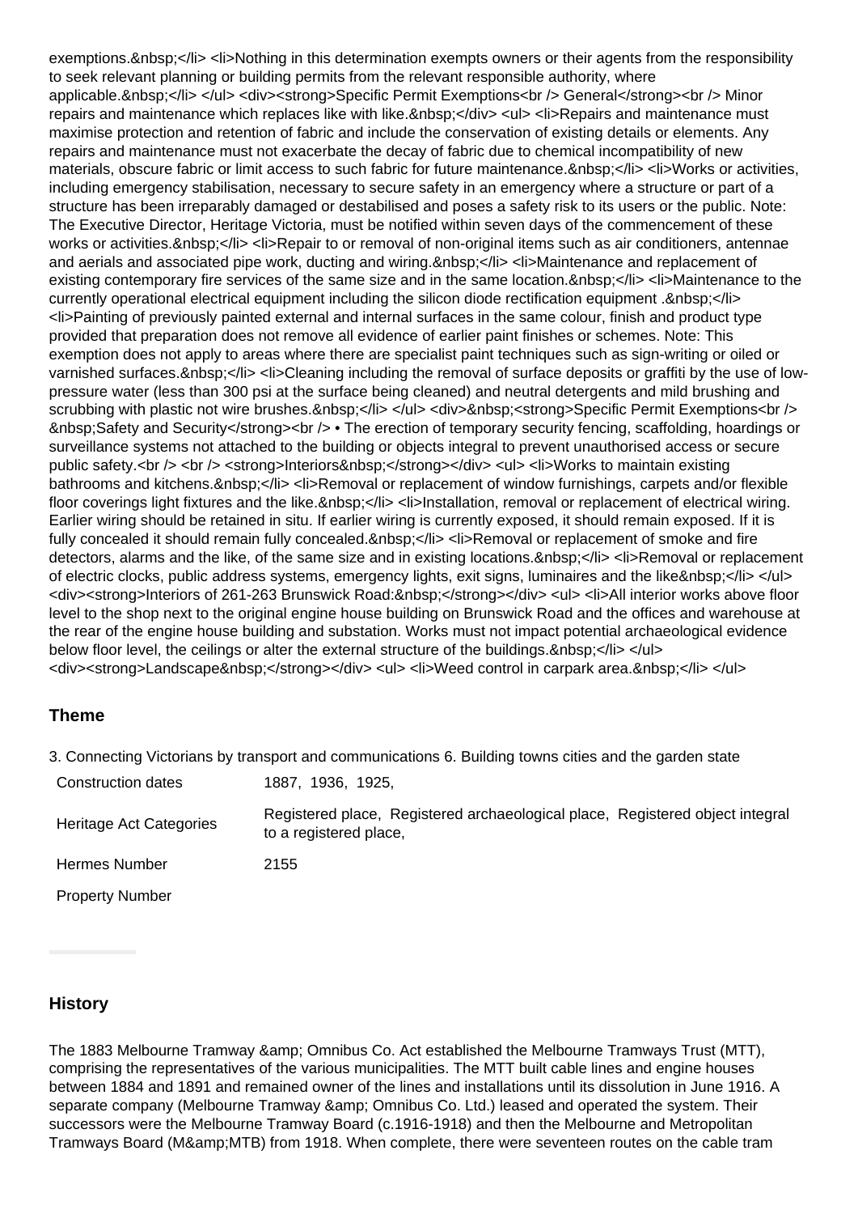exemptions.&nbsp;</li> <li>Nothing in this determination exempts owners or their agents from the responsibility to seek relevant planning or building permits from the relevant responsible authority, where applicable.&nbsp;</li> </ul> <div><strong>Specific Permit Exemptions<br /> General</strong><br /> Minor repairs and maintenance which replaces like with like.&nbsp;</div> <ul> <li>Repairs and maintenance must maximise protection and retention of fabric and include the conservation of existing details or elements. Any repairs and maintenance must not exacerbate the decay of fabric due to chemical incompatibility of new materials, obscure fabric or limit access to such fabric for future maintenance.&nbsp;</li> <li>Works or activities, including emergency stabilisation, necessary to secure safety in an emergency where a structure or part of a structure has been irreparably damaged or destabilised and poses a safety risk to its users or the public. Note: The Executive Director, Heritage Victoria, must be notified within seven days of the commencement of these works or activities.&nbsp;</li> <li>Repair to or removal of non-original items such as air conditioners, antennae and aerials and associated pipe work, ducting and wiring.&nbsp;</li> <li>Maintenance and replacement of existing contemporary fire services of the same size and in the same location.&nbsp;</li> <li>Maintenance to the currently operational electrical equipment including the silicon diode rectification equipment .&nbsp;</li> <li>Painting of previously painted external and internal surfaces in the same colour, finish and product type provided that preparation does not remove all evidence of earlier paint finishes or schemes. Note: This exemption does not apply to areas where there are specialist paint techniques such as sign-writing or oiled or varnished surfaces.&nbsp;</li> <li>Cleaning including the removal of surface deposits or graffiti by the use of low-pressure water (less than 300 psi at the surface being cleaned) and neutral detergents and mild brushing and scrubbing with plastic not wire brushes.&nbsp;</li> </ul> <div>&nbsp;<strong>Specific Permit Exemptions<br /> &nbsp;Safety and Security</strong><br /> • The erection of temporary security fencing, scaffolding, hoardings or surveillance systems not attached to the building or objects integral to prevent unauthorised access or secure public safety.<br /> <br /> <strong>Interiors&nbsp;</strong></div> <ul> <li>Works to maintain existing bathrooms and kitchens.&nbsp;</li> <li>Removal or replacement of window furnishings, carpets and/or flexible floor coverings light fixtures and the like.&nbsp;</li> <li>Installation, removal or replacement of electrical wiring. Earlier wiring should be retained in situ. If earlier wiring is currently exposed, it should remain exposed. If it is fully concealed it should remain fully concealed.&nbsp;</li> <li>Removal or replacement of smoke and fire detectors, alarms and the like, of the same size and in existing locations.&nbsp;</li> <li>Removal or replacement of electric clocks, public address systems, emergency lights, exit signs, luminaires and the like&nbsp;</li> </ul> <div><strong>Interiors of 261-263 Brunswick Road:&nbsp;</strong></div> <ul> <li>All interior works above floor level to the shop next to the original engine house building on Brunswick Road and the offices and warehouse at the rear of the engine house building and substation. Works must not impact potential archaeological evidence below floor level, the ceilings or alter the external structure of the buildings.&nbsp;</li> </ul> <div><strong>Landscape&nbsp;</strong></div> <ul> <li>Weed control in carpark area.&nbsp;</li> </ul>

## Theme

3. Connecting Victorians by transport and communications 6. Building towns cities and the garden state

| | |
|---|---|
| Construction dates | 1887, 1936, 1925, |
| Heritage Act Categories | Registered place, Registered archaeological place, Registered object integral to a registered place, |
| Hermes Number | 2155 |
| Property Number | |

## History

The 1883 Melbourne Tramway &amp; Omnibus Co. Act established the Melbourne Tramways Trust (MTT), comprising the representatives of the various municipalities. The MTT built cable lines and engine houses between 1884 and 1891 and remained owner of the lines and installations until its dissolution in June 1916. A separate company (Melbourne Tramway &amp; Omnibus Co. Ltd.) leased and operated the system. Their successors were the Melbourne Tramway Board (c.1916-1918) and then the Melbourne and Metropolitan Tramways Board (M&amp;MTB) from 1918. When complete, there were seventeen routes on the cable tram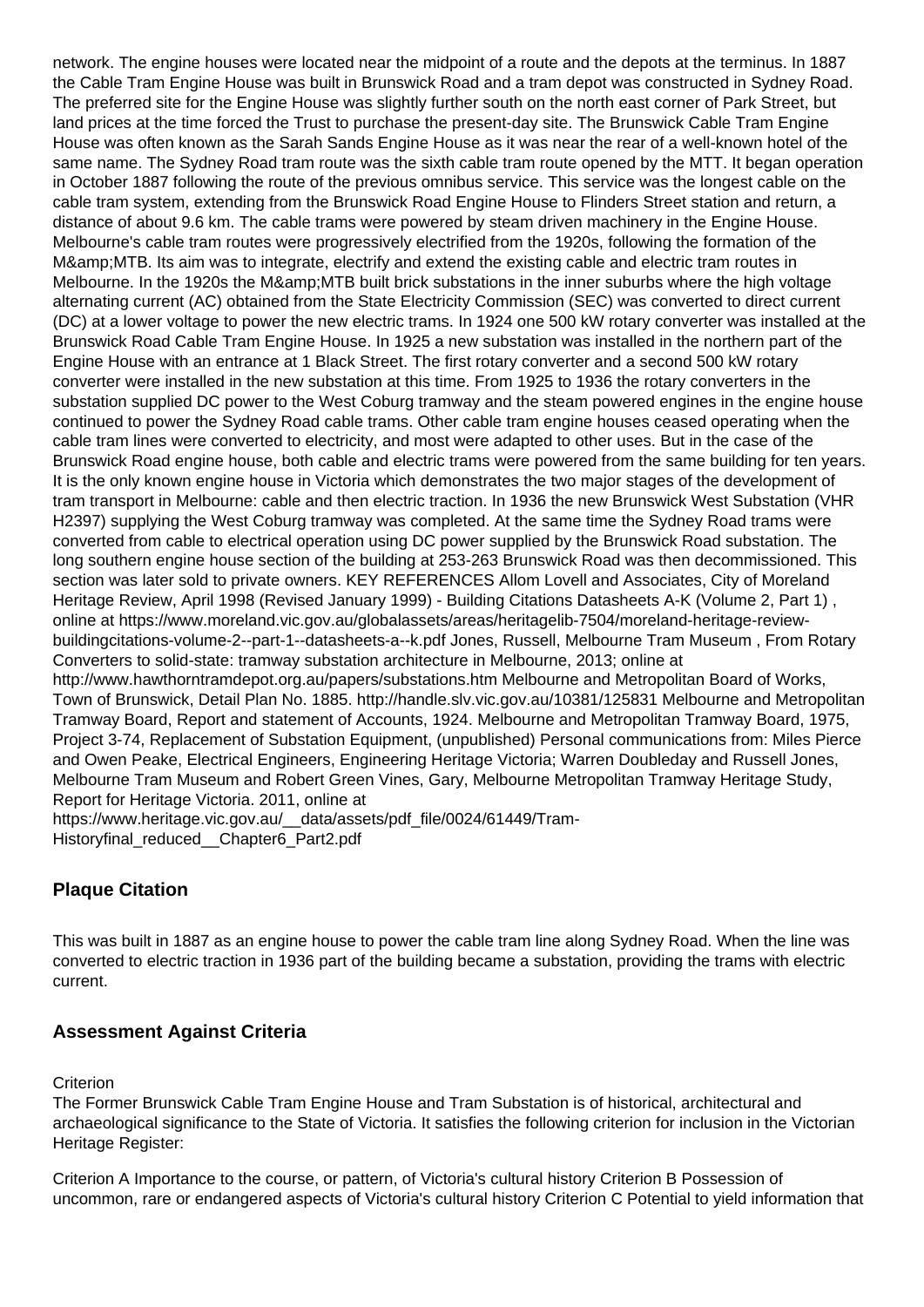network. The engine houses were located near the midpoint of a route and the depots at the terminus. In 1887 the Cable Tram Engine House was built in Brunswick Road and a tram depot was constructed in Sydney Road. The preferred site for the Engine House was slightly further south on the north east corner of Park Street, but land prices at the time forced the Trust to purchase the present-day site. The Brunswick Cable Tram Engine House was often known as the Sarah Sands Engine House as it was near the rear of a well-known hotel of the same name. The Sydney Road tram route was the sixth cable tram route opened by the MTT. It began operation in October 1887 following the route of the previous omnibus service. This service was the longest cable on the cable tram system, extending from the Brunswick Road Engine House to Flinders Street station and return, a distance of about 9.6 km. The cable trams were powered by steam driven machinery in the Engine House. Melbourne's cable tram routes were progressively electrified from the 1920s, following the formation of the M&amp;MTB. Its aim was to integrate, electrify and extend the existing cable and electric tram routes in Melbourne. In the 1920s the M&amp;MTB built brick substations in the inner suburbs where the high voltage alternating current (AC) obtained from the State Electricity Commission (SEC) was converted to direct current (DC) at a lower voltage to power the new electric trams. In 1924 one 500 kW rotary converter was installed at the Brunswick Road Cable Tram Engine House. In 1925 a new substation was installed in the northern part of the Engine House with an entrance at 1 Black Street. The first rotary converter and a second 500 kW rotary converter were installed in the new substation at this time. From 1925 to 1936 the rotary converters in the substation supplied DC power to the West Coburg tramway and the steam powered engines in the engine house continued to power the Sydney Road cable trams. Other cable tram engine houses ceased operating when the cable tram lines were converted to electricity, and most were adapted to other uses. But in the case of the Brunswick Road engine house, both cable and electric trams were powered from the same building for ten years. It is the only known engine house in Victoria which demonstrates the two major stages of the development of tram transport in Melbourne: cable and then electric traction. In 1936 the new Brunswick West Substation (VHR H2397) supplying the West Coburg tramway was completed. At the same time the Sydney Road trams were converted from cable to electrical operation using DC power supplied by the Brunswick Road substation. The long southern engine house section of the building at 253-263 Brunswick Road was then decommissioned. This section was later sold to private owners. KEY REFERENCES Allom Lovell and Associates, City of Moreland Heritage Review, April 1998 (Revised January 1999) - Building Citations Datasheets A-K (Volume 2, Part 1) , online at https://www.moreland.vic.gov.au/globalassets/areas/heritagelib-7504/moreland-heritage-review-buildingcitations-volume-2--part-1--datasheets-a--k.pdf Jones, Russell, Melbourne Tram Museum , From Rotary Converters to solid-state: tramway substation architecture in Melbourne, 2013; online at http://www.hawthorntramdepot.org.au/papers/substations.htm Melbourne and Metropolitan Board of Works, Town of Brunswick, Detail Plan No. 1885. http://handle.slv.vic.gov.au/10381/125831 Melbourne and Metropolitan Tramway Board, Report and statement of Accounts, 1924. Melbourne and Metropolitan Tramway Board, 1975, Project 3-74, Replacement of Substation Equipment, (unpublished) Personal communications from: Miles Pierce and Owen Peake, Electrical Engineers, Engineering Heritage Victoria; Warren Doubleday and Russell Jones, Melbourne Tram Museum and Robert Green Vines, Gary, Melbourne Metropolitan Tramway Heritage Study, Report for Heritage Victoria. 2011, online at https://www.heritage.vic.gov.au/__data/assets/pdf_file/0024/61449/Tram-Historyfinal_reduced__Chapter6_Part2.pdf

## Plaque Citation

This was built in 1887 as an engine house to power the cable tram line along Sydney Road. When the line was converted to electric traction in 1936 part of the building became a substation, providing the trams with electric current.

## Assessment Against Criteria

Criterion

The Former Brunswick Cable Tram Engine House and Tram Substation is of historical, architectural and archaeological significance to the State of Victoria. It satisfies the following criterion for inclusion in the Victorian Heritage Register:

Criterion A Importance to the course, or pattern, of Victoria's cultural history Criterion B Possession of uncommon, rare or endangered aspects of Victoria's cultural history Criterion C Potential to yield information that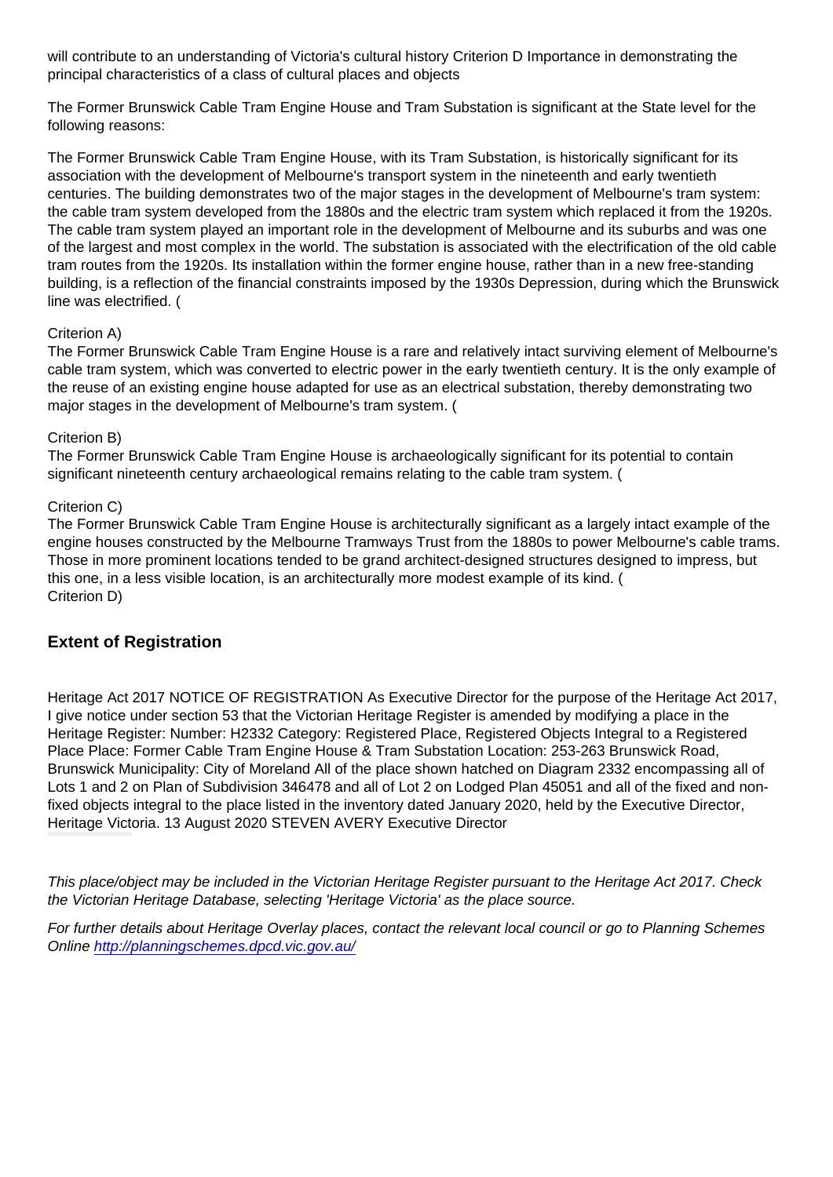will contribute to an understanding of Victoria's cultural history Criterion D Importance in demonstrating the principal characteristics of a class of cultural places and objects

The Former Brunswick Cable Tram Engine House and Tram Substation is significant at the State level for the following reasons:

The Former Brunswick Cable Tram Engine House, with its Tram Substation, is historically significant for its association with the development of Melbourne's transport system in the nineteenth and early twentieth centuries. The building demonstrates two of the major stages in the development of Melbourne's tram system: the cable tram system developed from the 1880s and the electric tram system which replaced it from the 1920s. The cable tram system played an important role in the development of Melbourne and its suburbs and was one of the largest and most complex in the world. The substation is associated with the electrification of the old cable tram routes from the 1920s. Its installation within the former engine house, rather than in a new free-standing building, is a reflection of the financial constraints imposed by the 1930s Depression, during which the Brunswick line was electrified. (

Criterion A)
The Former Brunswick Cable Tram Engine House is a rare and relatively intact surviving element of Melbourne's cable tram system, which was converted to electric power in the early twentieth century. It is the only example of the reuse of an existing engine house adapted for use as an electrical substation, thereby demonstrating two major stages in the development of Melbourne's tram system. (

Criterion B)
The Former Brunswick Cable Tram Engine House is archaeologically significant for its potential to contain significant nineteenth century archaeological remains relating to the cable tram system. (

Criterion C)
The Former Brunswick Cable Tram Engine House is architecturally significant as a largely intact example of the engine houses constructed by the Melbourne Tramways Trust from the 1880s to power Melbourne's cable trams. Those in more prominent locations tended to be grand architect-designed structures designed to impress, but this one, in a less visible location, is an architecturally more modest example of its kind. (
Criterion D)

## Extent of Registration

Heritage Act 2017 NOTICE OF REGISTRATION As Executive Director for the purpose of the Heritage Act 2017, I give notice under section 53 that the Victorian Heritage Register is amended by modifying a place in the Heritage Register: Number: H2332 Category: Registered Place, Registered Objects Integral to a Registered Place Place: Former Cable Tram Engine House & Tram Substation Location: 253-263 Brunswick Road, Brunswick Municipality: City of Moreland All of the place shown hatched on Diagram 2332 encompassing all of Lots 1 and 2 on Plan of Subdivision 346478 and all of Lot 2 on Lodged Plan 45051 and all of the fixed and non-fixed objects integral to the place listed in the inventory dated January 2020, held by the Executive Director, Heritage Victoria. 13 August 2020 STEVEN AVERY Executive Director

*This place/object may be included in the Victorian Heritage Register pursuant to the Heritage Act 2017. Check the Victorian Heritage Database, selecting 'Heritage Victoria' as the place source.*

*For further details about Heritage Overlay places, contact the relevant local council or go to Planning Schemes Online* [http://planningschemes.dpcd.vic.gov.au/](http://planningschemes.dpcd.vic.gov.au/)